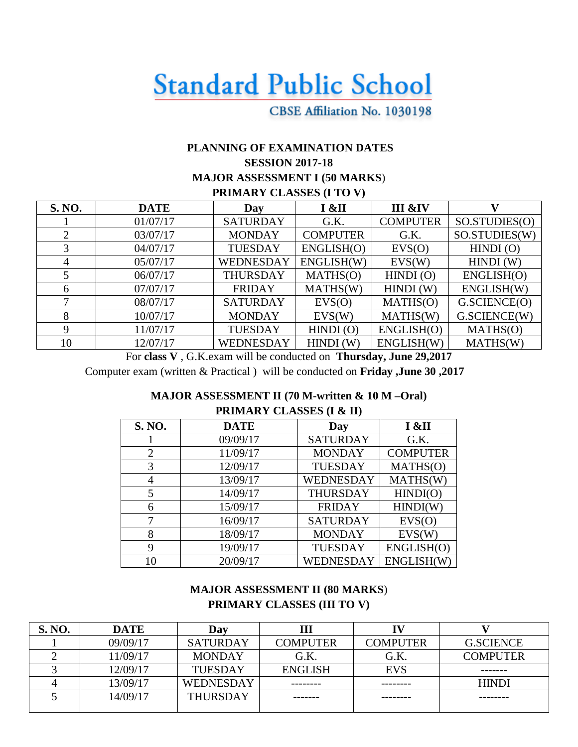# Standard Public School

CBSE Affiliation No. 1030198

**PLANNING OF EXAMINATION DATES**

**SESSION 2017-18**

**MAJOR ASSESSMENT I (50 MARKS)**

**PRIMARY CLASSES (I TO V)**

| S. NO. | DATE | Day | I &II | III &IV | V |
|---|---|---|---|---|---|
| 1 | 01/07/17 | SATURDAY | G.K. | COMPUTER | SO.STUDIES(O) |
| 2 | 03/07/17 | MONDAY | COMPUTER | G.K. | SO.STUDIES(W) |
| 3 | 04/07/17 | TUESDAY | ENGLISH(O) | EVS(O) | HINDI (O) |
| 4 | 05/07/17 | WEDNESDAY | ENGLISH(W) | EVS(W) | HINDI (W) |
| 5 | 06/07/17 | THURSDAY | MATHS(O) | HINDI (O) | ENGLISH(O) |
| 6 | 07/07/17 | FRIDAY | MATHS(W) | HINDI (W) | ENGLISH(W) |
| 7 | 08/07/17 | SATURDAY | EVS(O) | MATHS(O) | G.SCIENCE(O) |
| 8 | 10/07/17 | MONDAY | EVS(W) | MATHS(W) | G.SCIENCE(W) |
| 9 | 11/07/17 | TUESDAY | HINDI (O) | ENGLISH(O) | MATHS(O) |
| 10 | 12/07/17 | WEDNESDAY | HINDI (W) | ENGLISH(W) | MATHS(W) |

For **class V** , G.K.exam will be conducted on **Thursday, June 29,2017**

Computer exam (written & Practical ) will be conducted on **Friday ,June 30 ,2017**

**MAJOR ASSESSMENT II (70 M-written & 10 M –Oral)**

**PRIMARY CLASSES (I & II)**

| S. NO. | DATE | Day | I &II |
|---|---|---|---|
| 1 | 09/09/17 | SATURDAY | G.K. |
| 2 | 11/09/17 | MONDAY | COMPUTER |
| 3 | 12/09/17 | TUESDAY | MATHS(O) |
| 4 | 13/09/17 | WEDNESDAY | MATHS(W) |
| 5 | 14/09/17 | THURSDAY | HINDI(O) |
| 6 | 15/09/17 | FRIDAY | HINDI(W) |
| 7 | 16/09/17 | SATURDAY | EVS(O) |
| 8 | 18/09/17 | MONDAY | EVS(W) |
| 9 | 19/09/17 | TUESDAY | ENGLISH(O) |
| 10 | 20/09/17 | WEDNESDAY | ENGLISH(W) |

**MAJOR ASSESSMENT II (80 MARKS)**

**PRIMARY CLASSES (III TO V)**

| S. NO. | DATE | Day | III | IV | V |
|---|---|---|---|---|---|
| 1 | 09/09/17 | SATURDAY | COMPUTER | COMPUTER | G.SCIENCE |
| 2 | 11/09/17 | MONDAY | G.K. | G.K. | COMPUTER |
| 3 | 12/09/17 | TUESDAY | ENGLISH | EVS | ------- |
| 4 | 13/09/17 | WEDNESDAY | -------- | -------- | HINDI |
| 5 | 14/09/17 | THURSDAY | ------- | -------- | -------- |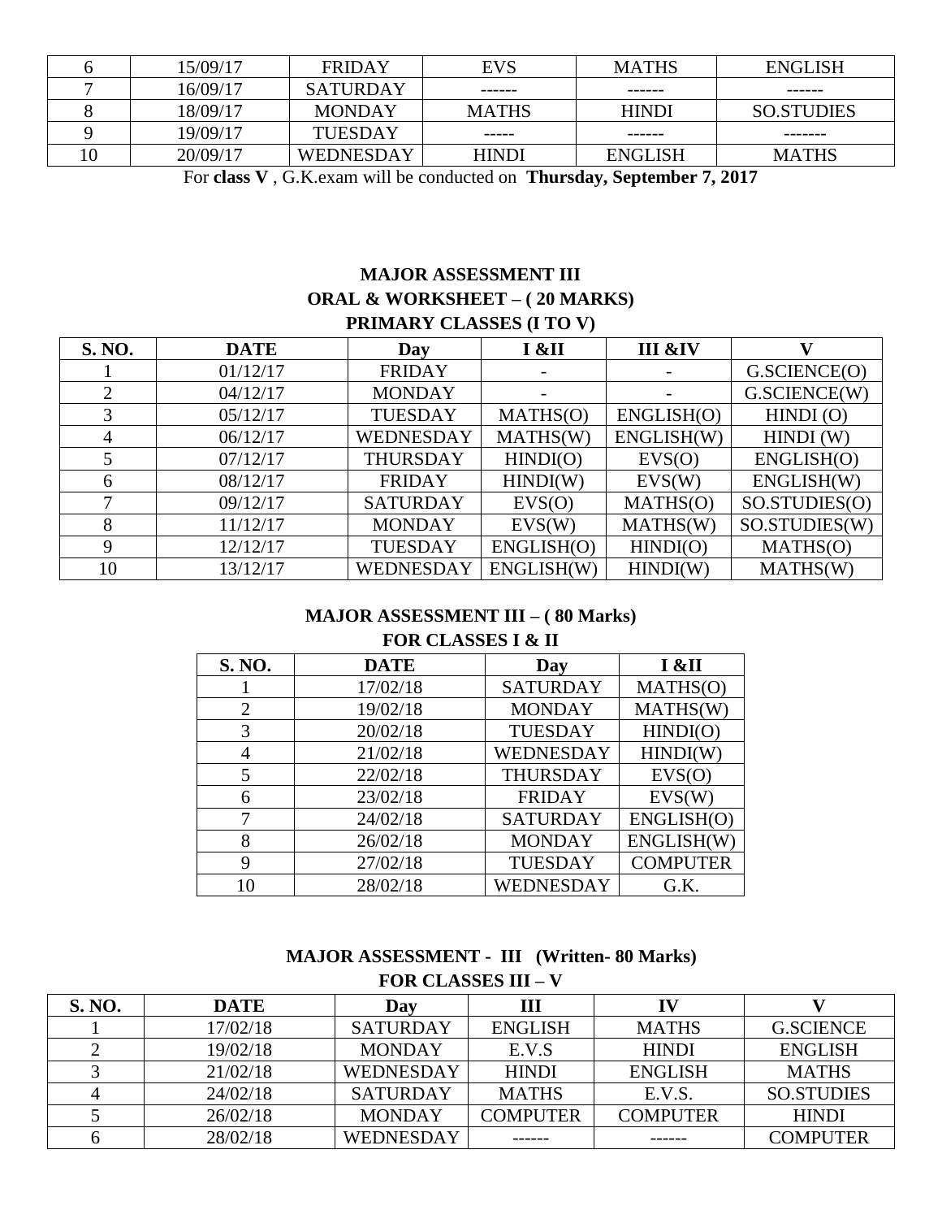| 6 | 15/09/17 | FRIDAY | EVS | MATHS | ENGLISH |
|---|---|---|---|---|---|
| 7 | 16/09/17 | SATURDAY | ------ | ------ | ------ |
| 8 | 18/09/17 | MONDAY | MATHS | HINDI | SO.STUDIES |
| 9 | 19/09/17 | TUESDAY | ----- | ------ | ------- |
| 10 | 20/09/17 | WEDNESDAY | HINDI | ENGLISH | MATHS |

For **class V** , G.K.exam will be conducted on **Thursday, September 7, 2017**

**MAJOR ASSESSMENT III**
**ORAL & WORKSHEET – ( 20 MARKS)**
**PRIMARY CLASSES (I TO V)**

| S. NO. | DATE | Day | I &II | III &IV | V |
|---|---|---|---|---|---|
| 1 | 01/12/17 | FRIDAY | - | - | G.SCIENCE(O) |
| 2 | 04/12/17 | MONDAY | - | - | G.SCIENCE(W) |
| 3 | 05/12/17 | TUESDAY | MATHS(O) | ENGLISH(O) | HINDI (O) |
| 4 | 06/12/17 | WEDNESDAY | MATHS(W) | ENGLISH(W) | HINDI (W) |
| 5 | 07/12/17 | THURSDAY | HINDI(O) | EVS(O) | ENGLISH(O) |
| 6 | 08/12/17 | FRIDAY | HINDI(W) | EVS(W) | ENGLISH(W) |
| 7 | 09/12/17 | SATURDAY | EVS(O) | MATHS(O) | SO.STUDIES(O) |
| 8 | 11/12/17 | MONDAY | EVS(W) | MATHS(W) | SO.STUDIES(W) |
| 9 | 12/12/17 | TUESDAY | ENGLISH(O) | HINDI(O) | MATHS(O) |
| 10 | 13/12/17 | WEDNESDAY | ENGLISH(W) | HINDI(W) | MATHS(W) |

**MAJOR ASSESSMENT III – ( 80 Marks)**
**FOR CLASSES I & II**

| S. NO. | DATE | Day | I &II |
|---|---|---|---|
| 1 | 17/02/18 | SATURDAY | MATHS(O) |
| 2 | 19/02/18 | MONDAY | MATHS(W) |
| 3 | 20/02/18 | TUESDAY | HINDI(O) |
| 4 | 21/02/18 | WEDNESDAY | HINDI(W) |
| 5 | 22/02/18 | THURSDAY | EVS(O) |
| 6 | 23/02/18 | FRIDAY | EVS(W) |
| 7 | 24/02/18 | SATURDAY | ENGLISH(O) |
| 8 | 26/02/18 | MONDAY | ENGLISH(W) |
| 9 | 27/02/18 | TUESDAY | COMPUTER |
| 10 | 28/02/18 | WEDNESDAY | G.K. |

**MAJOR ASSESSMENT - III (Written- 80 Marks)**
**FOR CLASSES III – V**

| S. NO. | DATE | Day | III | IV | V |
|---|---|---|---|---|---|
| 1 | 17/02/18 | SATURDAY | ENGLISH | MATHS | G.SCIENCE |
| 2 | 19/02/18 | MONDAY | E.V.S | HINDI | ENGLISH |
| 3 | 21/02/18 | WEDNESDAY | HINDI | ENGLISH | MATHS |
| 4 | 24/02/18 | SATURDAY | MATHS | E.V.S. | SO.STUDIES |
| 5 | 26/02/18 | MONDAY | COMPUTER | COMPUTER | HINDI |
| 6 | 28/02/18 | WEDNESDAY | ------ | ------ | COMPUTER |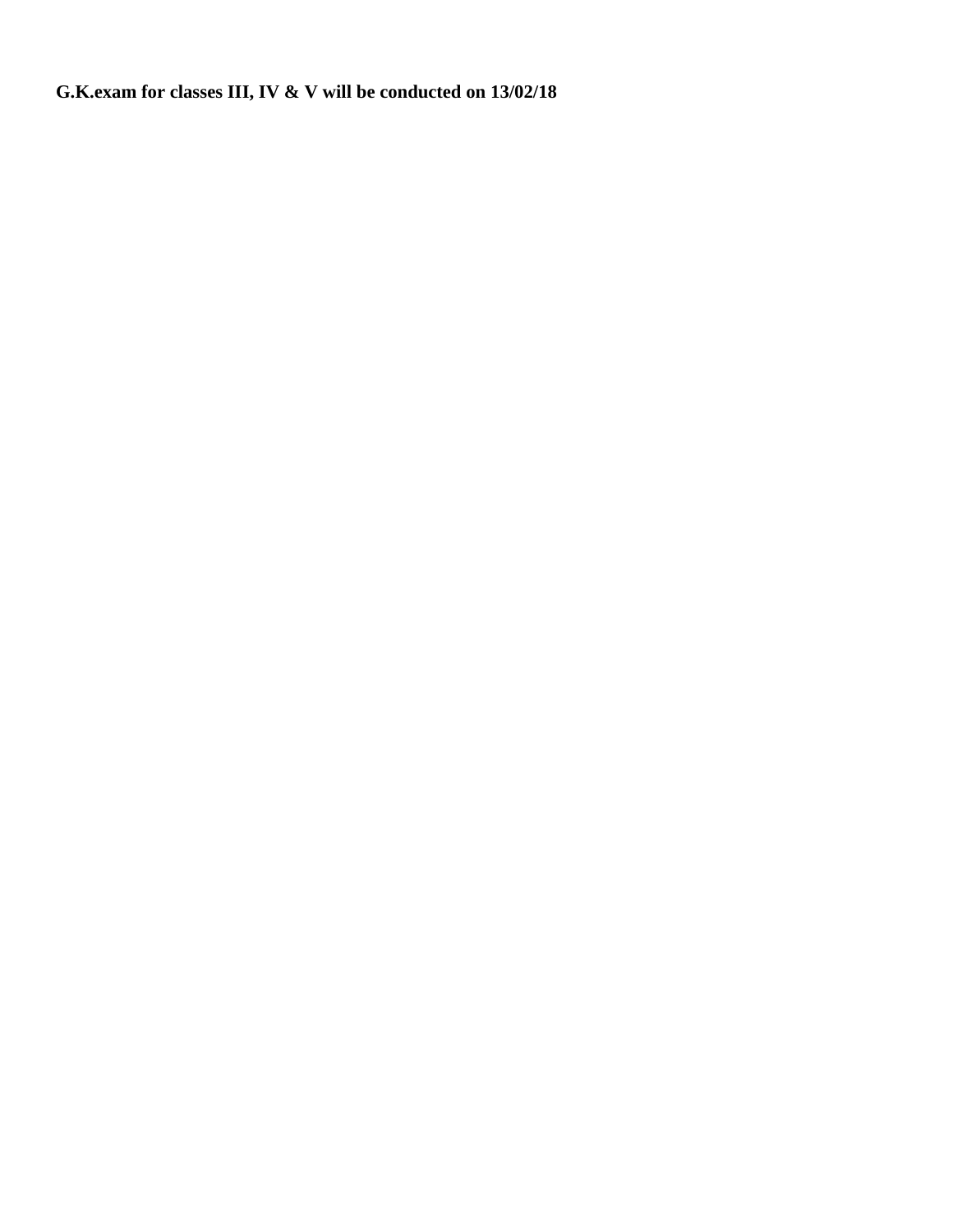**G.K.exam for classes III, IV & V will be conducted on 13/02/18**